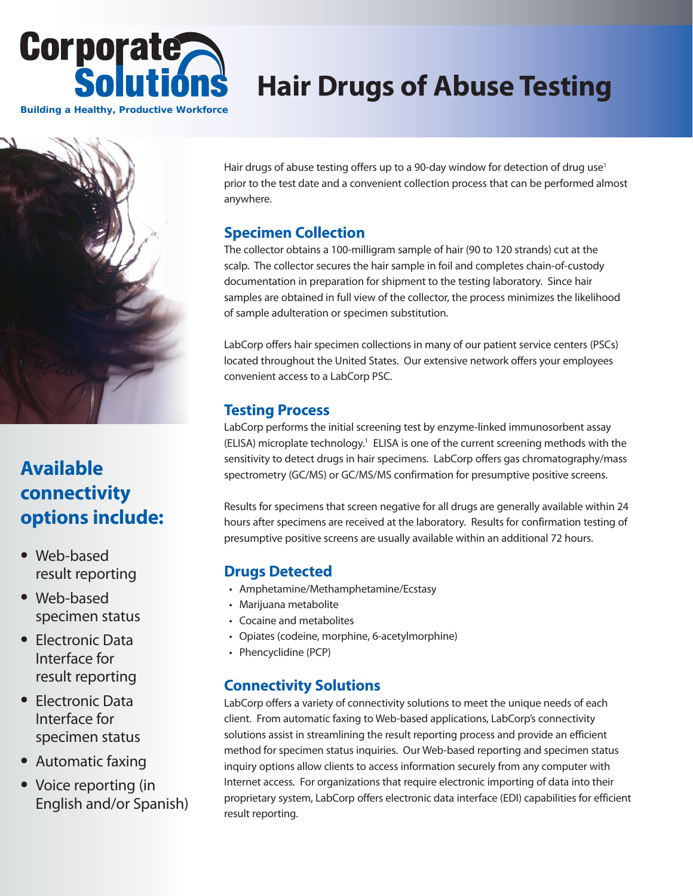# Corporate Solutions

**Building a Healthy, Productive Workforce**

# Hair Drugs of Abuse Testing

Hair drugs of abuse testing offers up to a 90-day window for detection of drug use[1] prior to the test date and a convenient collection process that can be performed almost anywhere.

## Specimen Collection

The collector obtains a 100-milligram sample of hair (90 to 120 strands) cut at the scalp. The collector secures the hair sample in foil and completes chain-of-custody documentation in preparation for shipment to the testing laboratory. Since hair samples are obtained in full view of the collector, the process minimizes the likelihood of sample adulteration or specimen substitution.

LabCorp offers hair specimen collections in many of our patient service centers (PSCs) located throughout the United States. Our extensive network offers your employees convenient access to a LabCorp PSC.

## Testing Process

LabCorp performs the initial screening test by enzyme-linked immunosorbent assay (ELISA) microplate technology.[1] ELISA is one of the current screening methods with the sensitivity to detect drugs in hair specimens. LabCorp offers gas chromatography/mass spectrometry (GC/MS) or GC/MS/MS confirmation for presumptive positive screens.

Results for specimens that screen negative for all drugs are generally available within 24 hours after specimens are received at the laboratory. Results for confirmation testing of presumptive positive screens are usually available within an additional 72 hours.

## Drugs Detected

- Amphetamine/Methamphetamine/Ecstasy
- Marijuana metabolite
- Cocaine and metabolites
- Opiates (codeine, morphine, 6-acetylmorphine)
- Phencyclidine (PCP)

## Connectivity Solutions

LabCorp offers a variety of connectivity solutions to meet the unique needs of each client. From automatic faxing to Web-based applications, LabCorp's connectivity solutions assist in streamlining the result reporting process and provide an efficient method for specimen status inquiries. Our Web-based reporting and specimen status inquiry options allow clients to access information securely from any computer with Internet access. For organizations that require electronic importing of data into their proprietary system, LabCorp offers electronic data interface (EDI) capabilities for efficient result reporting.

## Available connectivity options include:

- Web-based result reporting
- Web-based specimen status
- Electronic Data Interface for result reporting
- Electronic Data Interface for specimen status
- Automatic faxing
- Voice reporting (in English and/or Spanish)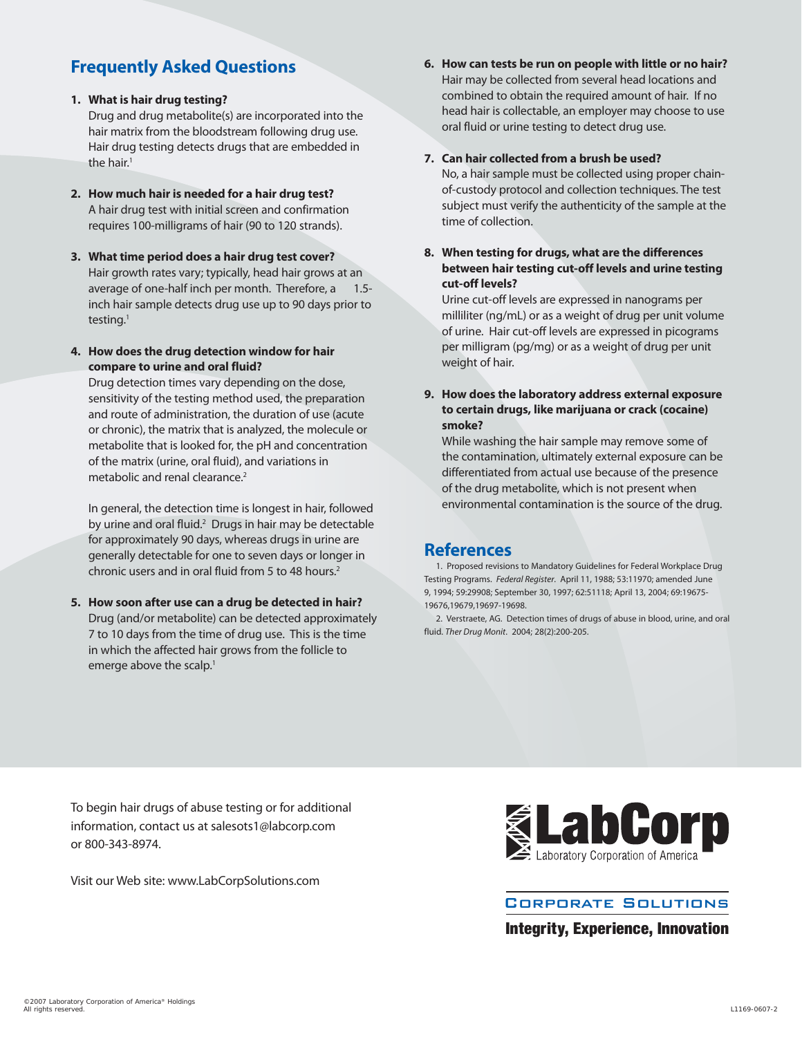## Frequently Asked Questions

1. **What is hair drug testing?**
   Drug and drug metabolite(s) are incorporated into the hair matrix from the bloodstream following drug use. Hair drug testing detects drugs that are embedded in the hair.[1]

2. **How much hair is needed for a hair drug test?**
   A hair drug test with initial screen and confirmation requires 100-milligrams of hair (90 to 120 strands).

3. **What time period does a hair drug test cover?**
   Hair growth rates vary; typically, head hair grows at an average of one-half inch per month. Therefore, a 1.5-inch hair sample detects drug use up to 90 days prior to testing.[1]

4. **How does the drug detection window for hair compare to urine and oral fluid?**
   Drug detection times vary depending on the dose, sensitivity of the testing method used, the preparation and route of administration, the duration of use (acute or chronic), the matrix that is analyzed, the molecule or metabolite that is looked for, the pH and concentration of the matrix (urine, oral fluid), and variations in metabolic and renal clearance.[2]

   In general, the detection time is longest in hair, followed by urine and oral fluid.[2] Drugs in hair may be detectable for approximately 90 days, whereas drugs in urine are generally detectable for one to seven days or longer in chronic users and in oral fluid from 5 to 48 hours.[2]

5. **How soon after use can a drug be detected in hair?**
   Drug (and/or metabolite) can be detected approximately 7 to 10 days from the time of drug use. This is the time in which the affected hair grows from the follicle to emerge above the scalp.[1]

6. **How can tests be run on people with little or no hair?**
   Hair may be collected from several head locations and combined to obtain the required amount of hair. If no head hair is collectable, an employer may choose to use oral fluid or urine testing to detect drug use.

7. **Can hair collected from a brush be used?**
   No, a hair sample must be collected using proper chain-of-custody protocol and collection techniques. The test subject must verify the authenticity of the sample at the time of collection.

8. **When testing for drugs, what are the differences between hair testing cut-off levels and urine testing cut-off levels?**
   Urine cut-off levels are expressed in nanograms per milliliter (ng/mL) or as a weight of drug per unit volume of urine. Hair cut-off levels are expressed in picograms per milligram (pg/mg) or as a weight of drug per unit weight of hair.

9. **How does the laboratory address external exposure to certain drugs, like marijuana or crack (cocaine) smoke?**
   While washing the hair sample may remove some of the contamination, ultimately external exposure can be differentiated from actual use because of the presence of the drug metabolite, which is not present when environmental contamination is the source of the drug.

## References

1. Proposed revisions to Mandatory Guidelines for Federal Workplace Drug Testing Programs. *Federal Register*. April 11, 1988; 53:11970; amended June 9, 1994; 59:29908; September 30, 1997; 62:51118; April 13, 2004; 69:19675-19676,19679,19697-19698.
2. Verstraete, AG. Detection times of drugs of abuse in blood, urine, and oral fluid. *Ther Drug Monit*. 2004; 28(2):200-205.

To begin hair drugs of abuse testing or for additional information, contact us at salesots1@labcorp.com or 800-343-8974.

Visit our Web site: www.LabCorpSolutions.com

**LabCorp**
Laboratory Corporation of America

CORPORATE SOLUTIONS

**Integrity, Experience, Innovation**

©2007 Laboratory Corporation of America® Holdings
All rights reserved.

L1169-0607-2